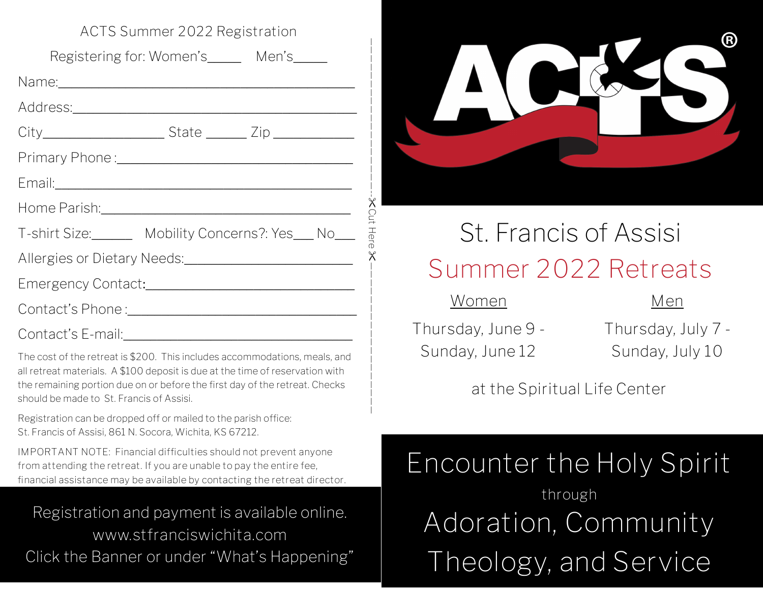## ACTS Summer 2022 Registration

Registering for: Women's_____ Men's_____

Name:_______________________________________

Address:_____________________________________

City________________ State ______ Zip ___________

Primary Phone :_________________________________

Email:_______________________________________

Home Parish:__________________________________

T-shirt Size:______ Mobility Concerns?: Yes___ No___

Allergies or Dietary Needs:_______________________

Emergency Contact:_____________________________

Contact's Phone :________________________________

Contact's E-mail:________________________________

The cost of the retreat is $200. This includes accommodations, meals, and all retreat materials. A $100 deposit is due at the time of reservation with the remaining portion due on or before the first day of the retreat. Checks should be made to St. Francis of Assisi.

Registration can be dropped off or mailed to the parish office:
St. Francis of Assisi, 861 N. Socora, Wichita, KS 67212.

IMPORTANT NOTE: Financial difficulties should not prevent anyone from attending the retreat. If you are unable to pay the entire fee, financial assistance may be available by contacting the retreat director.

Registration and payment is available online.
www.stfranciswichita.com
Click the Banner or under "What's Happening"

✂Cut Here✂

# ACTS®

# St. Francis of Assisi

## Summer 2022 Retreats

| Women | Men |
|---|---|
| Thursday, June 9 - Sunday, June 12 | Thursday, July 7 - Sunday, July 10 |

at the Spiritual Life Center

## Encounter the Holy Spirit

through

## Adoration, Community Theology, and Service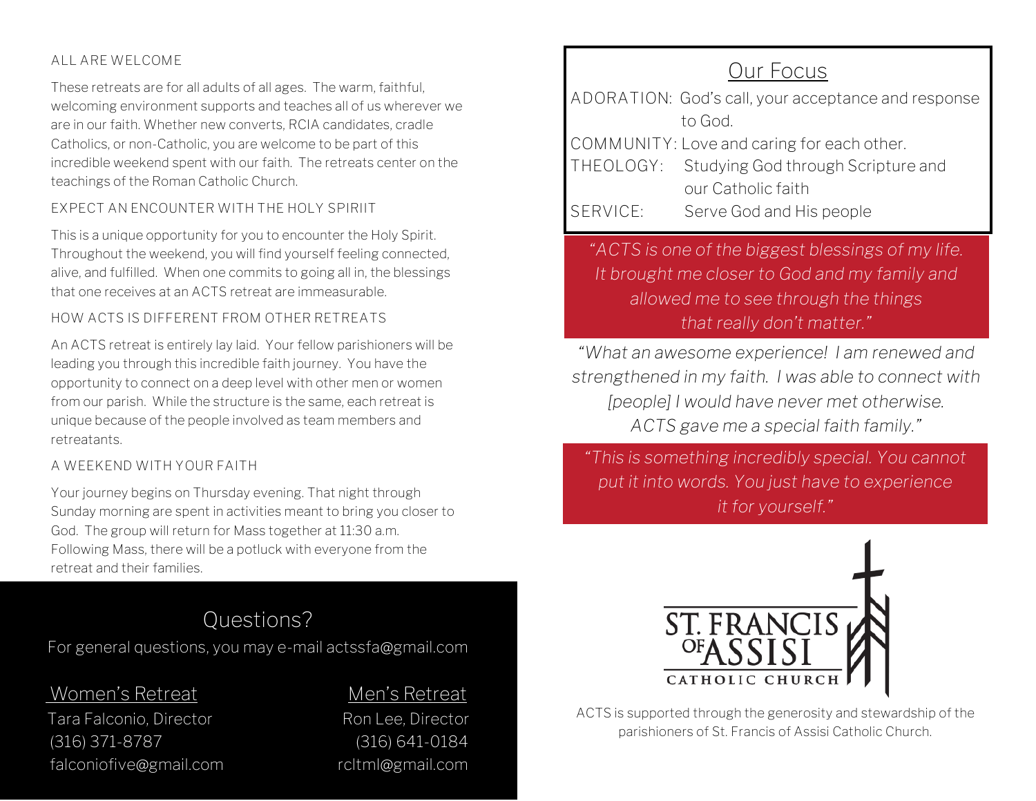## ALL ARE WELCOME

These retreats are for all adults of all ages. The warm, faithful, welcoming environment supports and teaches all of us wherever we are in our faith. Whether new converts, RCIA candidates, cradle Catholics, or non-Catholic, you are welcome to be part of this incredible weekend spent with our faith. The retreats center on the teachings of the Roman Catholic Church.

## EXPECT AN ENCOUNTER WITH THE HOLY SPIRIIT

This is a unique opportunity for you to encounter the Holy Spirit. Throughout the weekend, you will find yourself feeling connected, alive, and fulfilled. When one commits to going all in, the blessings that one receives at an ACTS retreat are immeasurable.

## HOW ACTS IS DIFFERENT FROM OTHER RETREATS

An ACTS retreat is entirely lay laid. Your fellow parishioners will be leading you through this incredible faith journey. You have the opportunity to connect on a deep level with other men or women from our parish. While the structure is the same, each retreat is unique because of the people involved as team members and retreatants.

## A WEEKEND WITH YOUR FAITH

Your journey begins on Thursday evening. That night through Sunday morning are spent in activities meant to bring you closer to God. The group will return for Mass together at 11:30 a.m. Following Mass, there will be a potluck with everyone from the retreat and their families.

## Questions?

For general questions, you may e-mail actssfa@gmail.com

**Women's Retreat**
Tara Falconio, Director
(316) 371-8787
falconiofive@gmail.com

**Men's Retreat**
Ron Lee, Director
(316) 641-0184
rcltml@gmail.com

## Our Focus

ADORATION: God's call, your acceptance and response to God.

COMMUNITY: Love and caring for each other.

THEOLOGY: Studying God through Scripture and our Catholic faith

SERVICE: Serve God and His people

*"ACTS is one of the biggest blessings of my life. It brought me closer to God and my family and allowed me to see through the things that really don't matter."*

*"What an awesome experience! I am renewed and strengthened in my faith. I was able to connect with [people] I would have never met otherwise. ACTS gave me a special faith family."*

*"This is something incredibly special. You cannot put it into words. You just have to experience it for yourself."*

ST. FRANCIS OF ASSISI CATHOLIC CHURCH

ACTS is supported through the generosity and stewardship of the parishioners of St. Francis of Assisi Catholic Church.